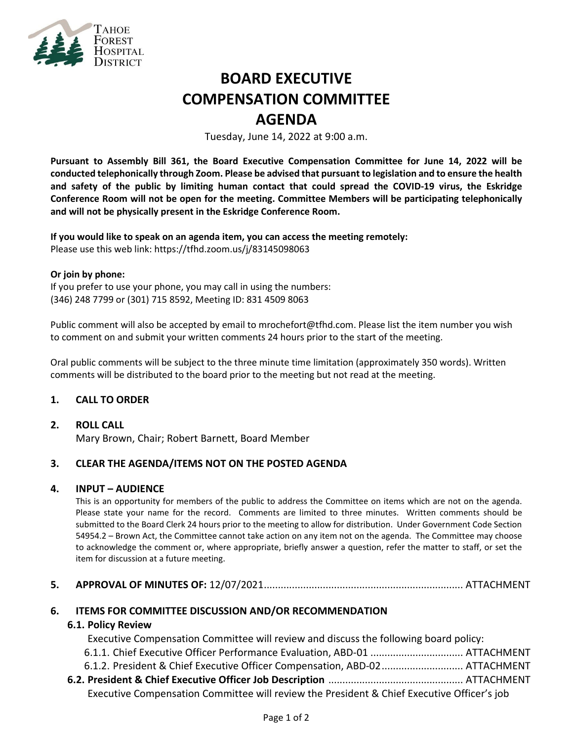Tahoe Forest Hospital District

# BOARD EXECUTIVE COMPENSATION COMMITTEE AGENDA

Tuesday, June 14, 2022 at 9:00 a.m.

**Pursuant to Assembly Bill 361, the Board Executive Compensation Committee for June 14, 2022 will be conducted telephonically through Zoom. Please be advised that pursuant to legislation and to ensure the health and safety of the public by limiting human contact that could spread the COVID-19 virus, the Eskridge Conference Room will not be open for the meeting. Committee Members will be participating telephonically and will not be physically present in the Eskridge Conference Room.**

**If you would like to speak on an agenda item, you can access the meeting remotely:**
Please use this web link: https://tfhd.zoom.us/j/83145098063

**Or join by phone:**
If you prefer to use your phone, you may call in using the numbers:
(346) 248 7799 or (301) 715 8592, Meeting ID: 831 4509 8063

Public comment will also be accepted by email to mrochefort@tfhd.com. Please list the item number you wish to comment on and submit your written comments 24 hours prior to the start of the meeting.

Oral public comments will be subject to the three minute time limitation (approximately 350 words). Written comments will be distributed to the board prior to the meeting but not read at the meeting.

## 1. CALL TO ORDER

## 2. ROLL CALL

Mary Brown, Chair; Robert Barnett, Board Member

## 3. CLEAR THE AGENDA/ITEMS NOT ON THE POSTED AGENDA

## 4. INPUT – AUDIENCE

This is an opportunity for members of the public to address the Committee on items which are not on the agenda. Please state your name for the record. Comments are limited to three minutes. Written comments should be submitted to the Board Clerk 24 hours prior to the meeting to allow for distribution. Under Government Code Section 54954.2 – Brown Act, the Committee cannot take action on any item not on the agenda. The Committee may choose to acknowledge the comment or, where appropriate, briefly answer a question, refer the matter to staff, or set the item for discussion at a future meeting.

## 5. APPROVAL OF MINUTES OF: 12/07/2021 ...................................................................... ATTACHMENT

## 6. ITEMS FOR COMMITTEE DISCUSSION AND/OR RECOMMENDATION

### 6.1. Policy Review

Executive Compensation Committee will review and discuss the following board policy:

6.1.1. Chief Executive Officer Performance Evaluation, ABD-01 ................................ ATTACHMENT

6.1.2. President & Chief Executive Officer Compensation, ABD-02 ............................ ATTACHMENT

### 6.2. President & Chief Executive Officer Job Description ............................................... ATTACHMENT

Executive Compensation Committee will review the President & Chief Executive Officer's job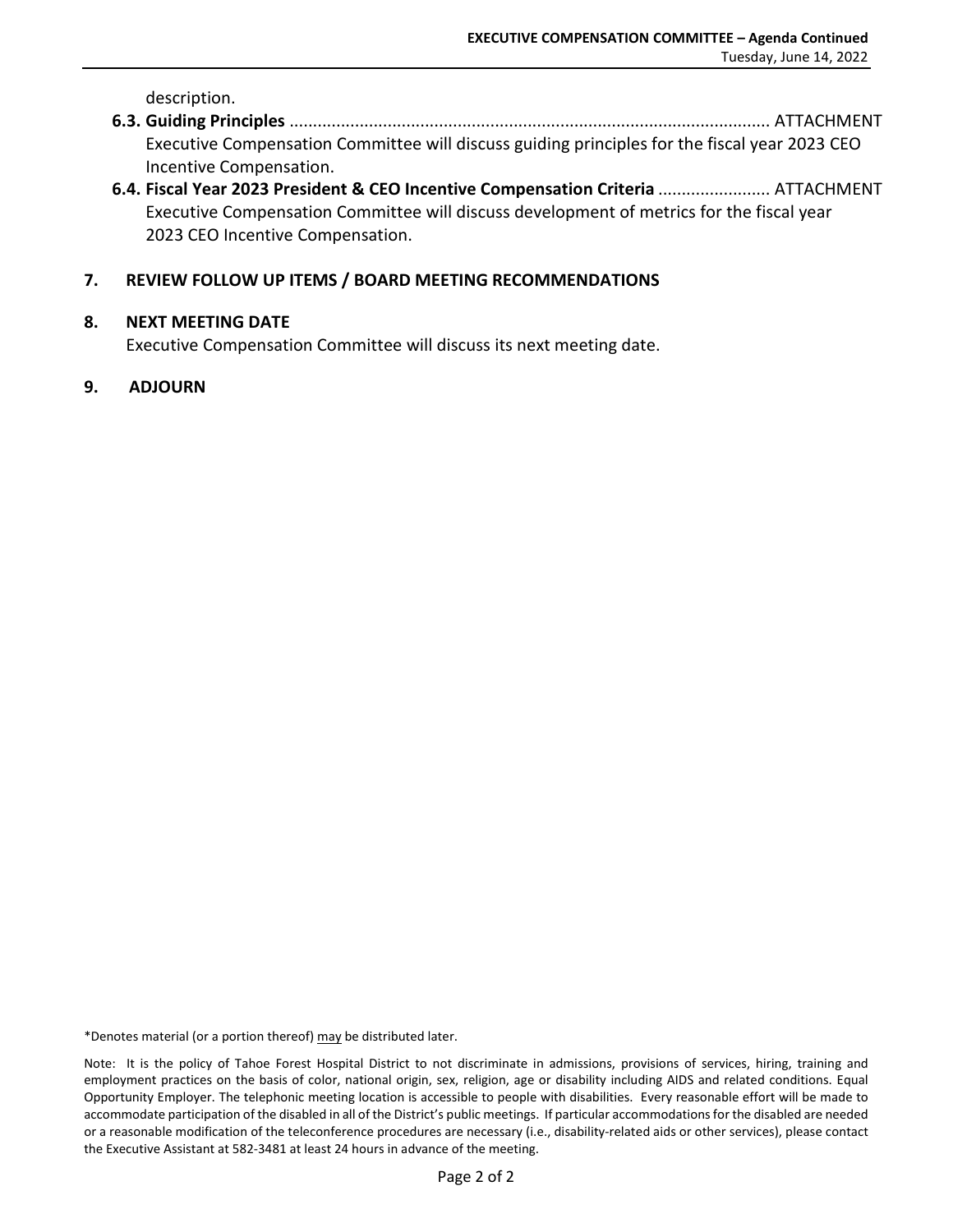description.

**6.3. Guiding Principles** ...................................................................................................... ATTACHMENT
Executive Compensation Committee will discuss guiding principles for the fiscal year 2023 CEO Incentive Compensation.

**6.4. Fiscal Year 2023 President & CEO Incentive Compensation Criteria** ........................ ATTACHMENT
Executive Compensation Committee will discuss development of metrics for the fiscal year 2023 CEO Incentive Compensation.

## 7. REVIEW FOLLOW UP ITEMS / BOARD MEETING RECOMMENDATIONS

## 8. NEXT MEETING DATE

Executive Compensation Committee will discuss its next meeting date.

## 9. ADJOURN

*Denotes material (or a portion thereof) may be distributed later.

Note: It is the policy of Tahoe Forest Hospital District to not discriminate in admissions, provisions of services, hiring, training and employment practices on the basis of color, national origin, sex, religion, age or disability including AIDS and related conditions. Equal Opportunity Employer. The telephonic meeting location is accessible to people with disabilities. Every reasonable effort will be made to accommodate participation of the disabled in all of the District's public meetings. If particular accommodations for the disabled are needed or a reasonable modification of the teleconference procedures are necessary (i.e., disability-related aids or other services), please contact the Executive Assistant at 582-3481 at least 24 hours in advance of the meeting.